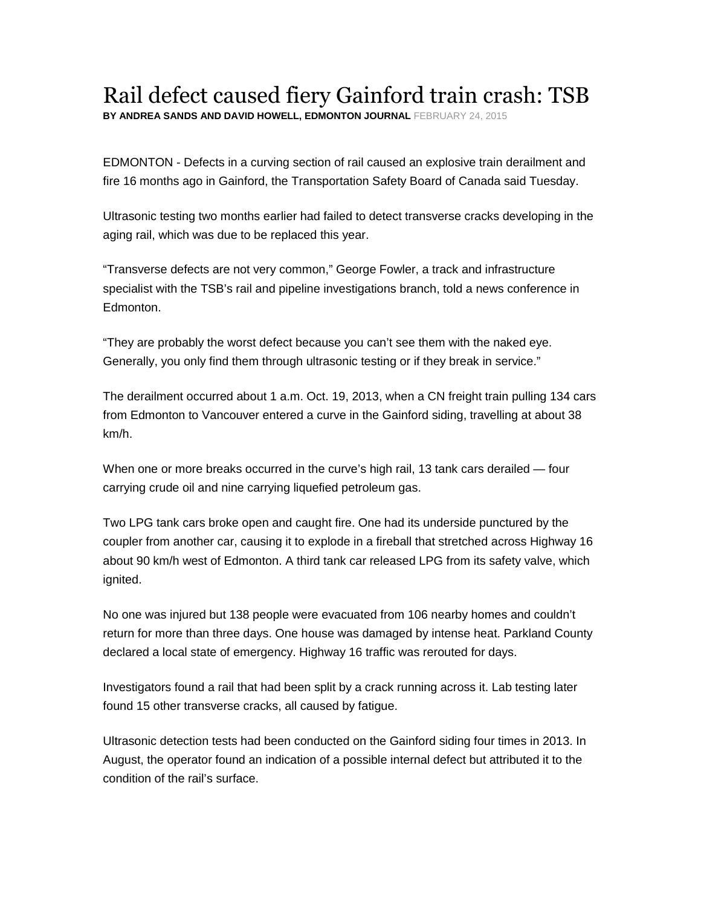# Rail defect caused fiery Gainford train crash: TSB

**BY ANDREA SANDS AND DAVID HOWELL, EDMONTON JOURNAL** FEBRUARY 24, 2015

EDMONTON - Defects in a curving section of rail caused an explosive train derailment and fire 16 months ago in Gainford, the Transportation Safety Board of Canada said Tuesday.

Ultrasonic testing two months earlier had failed to detect transverse cracks developing in the aging rail, which was due to be replaced this year.

"Transverse defects are not very common," George Fowler, a track and infrastructure specialist with the TSB's rail and pipeline investigations branch, told a news conference in Edmonton.

"They are probably the worst defect because you can't see them with the naked eye. Generally, you only find them through ultrasonic testing or if they break in service."

The derailment occurred about 1 a.m. Oct. 19, 2013, when a CN freight train pulling 134 cars from Edmonton to Vancouver entered a curve in the Gainford siding, travelling at about 38 km/h.

When one or more breaks occurred in the curve's high rail, 13 tank cars derailed — four carrying crude oil and nine carrying liquefied petroleum gas.

Two LPG tank cars broke open and caught fire. One had its underside punctured by the coupler from another car, causing it to explode in a fireball that stretched across Highway 16 about 90 km/h west of Edmonton. A third tank car released LPG from its safety valve, which ignited.

No one was injured but 138 people were evacuated from 106 nearby homes and couldn't return for more than three days. One house was damaged by intense heat. Parkland County declared a local state of emergency. Highway 16 traffic was rerouted for days.

Investigators found a rail that had been split by a crack running across it. Lab testing later found 15 other transverse cracks, all caused by fatigue.

Ultrasonic detection tests had been conducted on the Gainford siding four times in 2013. In August, the operator found an indication of a possible internal defect but attributed it to the condition of the rail's surface.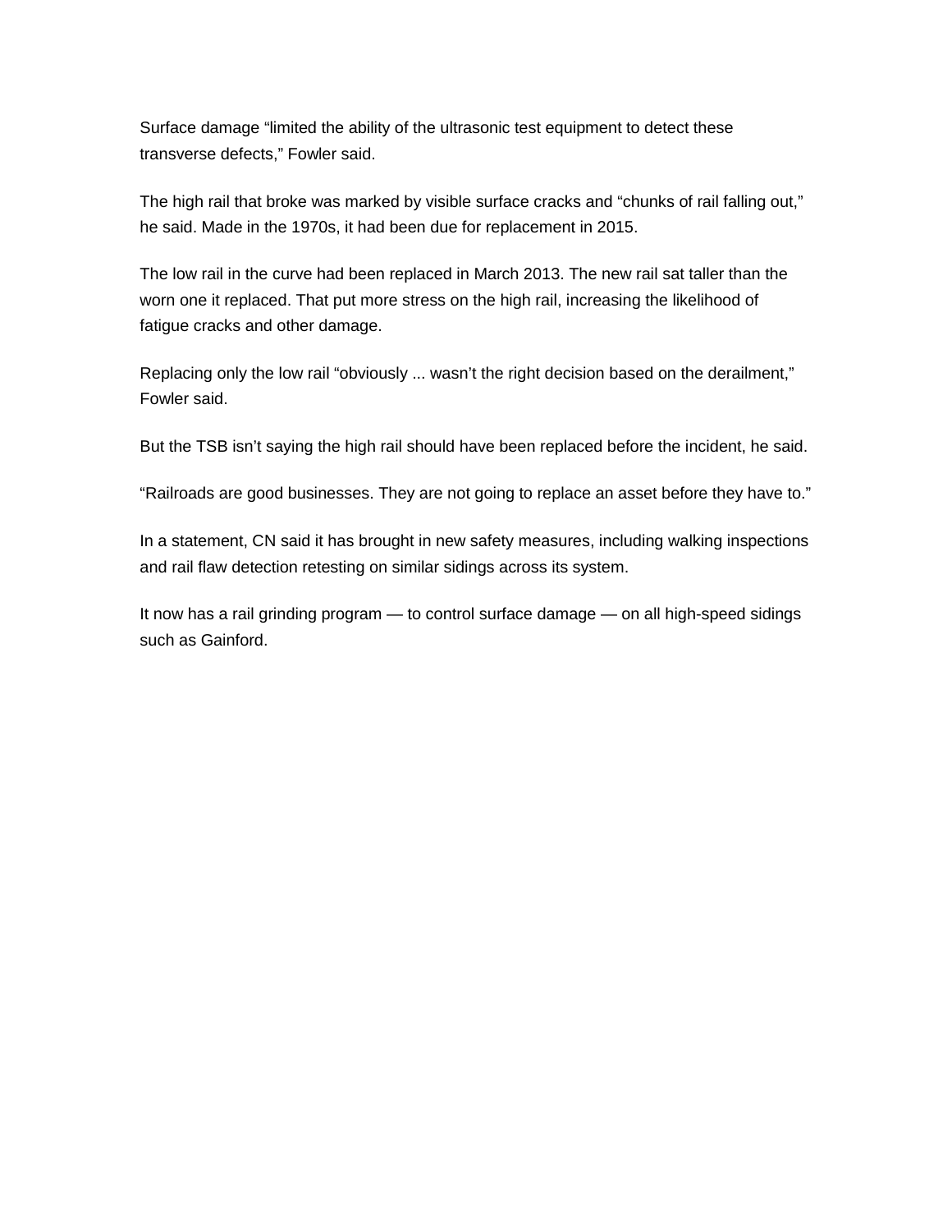Surface damage “limited the ability of the ultrasonic test equipment to detect these transverse defects,” Fowler said.

The high rail that broke was marked by visible surface cracks and “chunks of rail falling out,” he said. Made in the 1970s, it had been due for replacement in 2015.

The low rail in the curve had been replaced in March 2013. The new rail sat taller than the worn one it replaced. That put more stress on the high rail, increasing the likelihood of fatigue cracks and other damage.

Replacing only the low rail “obviously ... wasn’t the right decision based on the derailment,” Fowler said.

But the TSB isn’t saying the high rail should have been replaced before the incident, he said.

“Railroads are good businesses. They are not going to replace an asset before they have to.”

In a statement, CN said it has brought in new safety measures, including walking inspections and rail flaw detection retesting on similar sidings across its system.

It now has a rail grinding program — to control surface damage — on all high-speed sidings such as Gainford.